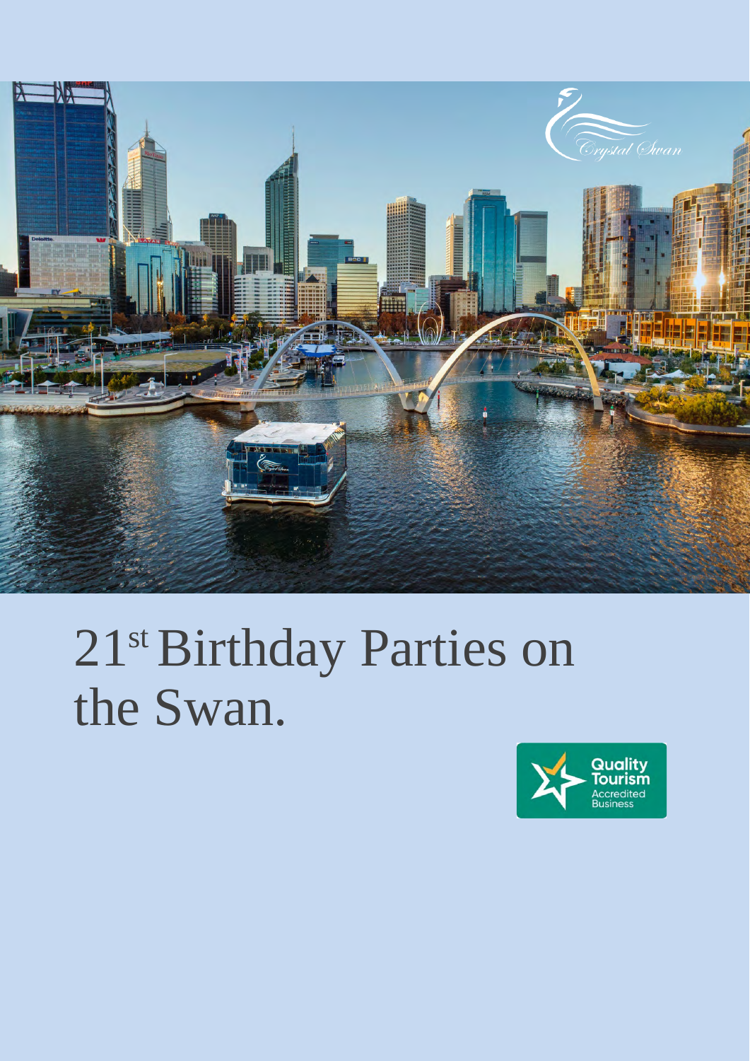# 21st Birthday Parties on the Swan.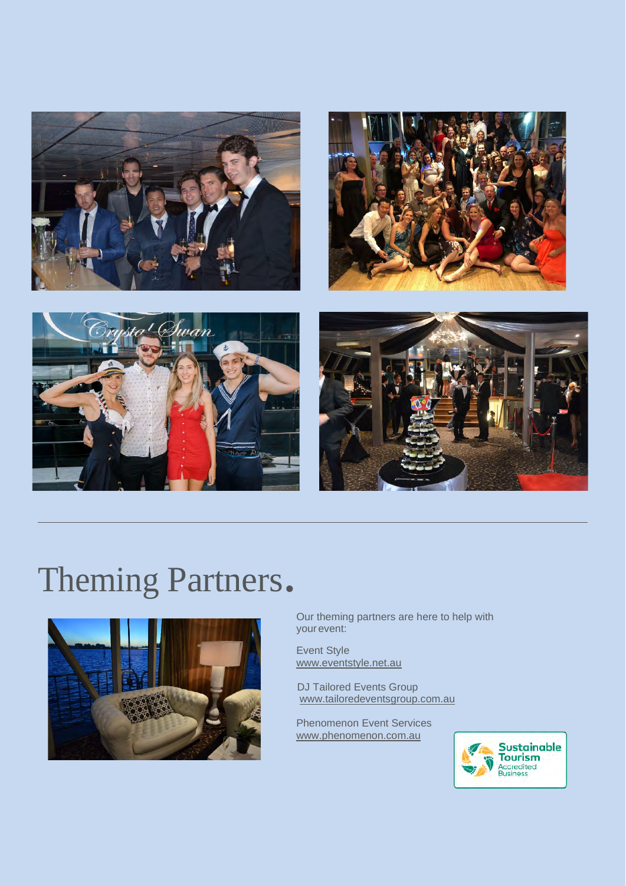# Theming Partners.

Our theming partners are here to help with your event:

Event Style
www.eventstyle.net.au

DJ Tailored Events Group
www.tailoredeventsgroup.com.au

Phenomenon Event Services
www.phenomenon.com.au

Sustainable Tourism Accredited Business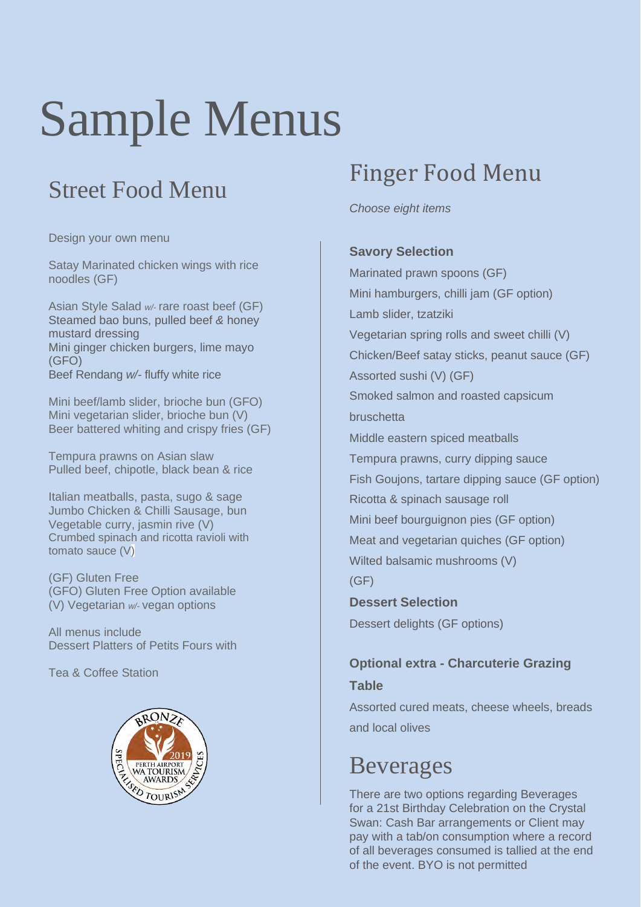# Sample Menus

## Street Food Menu

Design your own menu

Satay Marinated chicken wings with rice noodles (GF)

Asian Style Salad *w/-* rare roast beef (GF)
Steamed bao buns, pulled beef & honey mustard dressing
Mini ginger chicken burgers, lime mayo (GFO)
Beef Rendang *w/-* fluffy white rice

Mini beef/lamb slider, brioche bun (GFO)
Mini vegetarian slider, brioche bun (V)
Beer battered whiting and crispy fries (GF)

Tempura prawns on Asian slaw
Pulled beef, chipotle, black bean & rice

Italian meatballs, pasta, sugo & sage
Jumbo Chicken & Chilli Sausage, bun
Vegetable curry, jasmin rive (V)
Crumbed spinach and ricotta ravioli with tomato sauce (V)

(GF) Gluten Free
(GFO) Gluten Free Option available
(V) Vegetarian *w/-* vegan options

All menus include
Dessert Platters of Petits Fours with

Tea & Coffee Station

BRONZE
2019
PERTH AIRPORT
WA TOURISM
AWARDS
SPECIALISED TOURISM SERVICES

## Finger Food Menu

*Choose eight items*

**Savory Selection**

Marinated prawn spoons (GF)
Mini hamburgers, chilli jam (GF option)
Lamb slider, tzatziki
Vegetarian spring rolls and sweet chilli (V)
Chicken/Beef satay sticks, peanut sauce (GF)
Assorted sushi (V) (GF)
Smoked salmon and roasted capsicum bruschetta
Middle eastern spiced meatballs
Tempura prawns, curry dipping sauce
Fish Goujons, tartare dipping sauce (GF option)
Ricotta & spinach sausage roll
Mini beef bourguignon pies (GF option)
Meat and vegetarian quiches (GF option)
Wilted balsamic mushrooms (V)
(GF)

**Dessert Selection**

Dessert delights (GF options)

**Optional extra - Charcuterie Grazing Table**

Assorted cured meats, cheese wheels, breads and local olives

## Beverages

There are two options regarding Beverages for a 21st Birthday Celebration on the Crystal Swan: Cash Bar arrangements or Client may pay with a tab/on consumption where a record of all beverages consumed is tallied at the end of the event. BYO is not permitted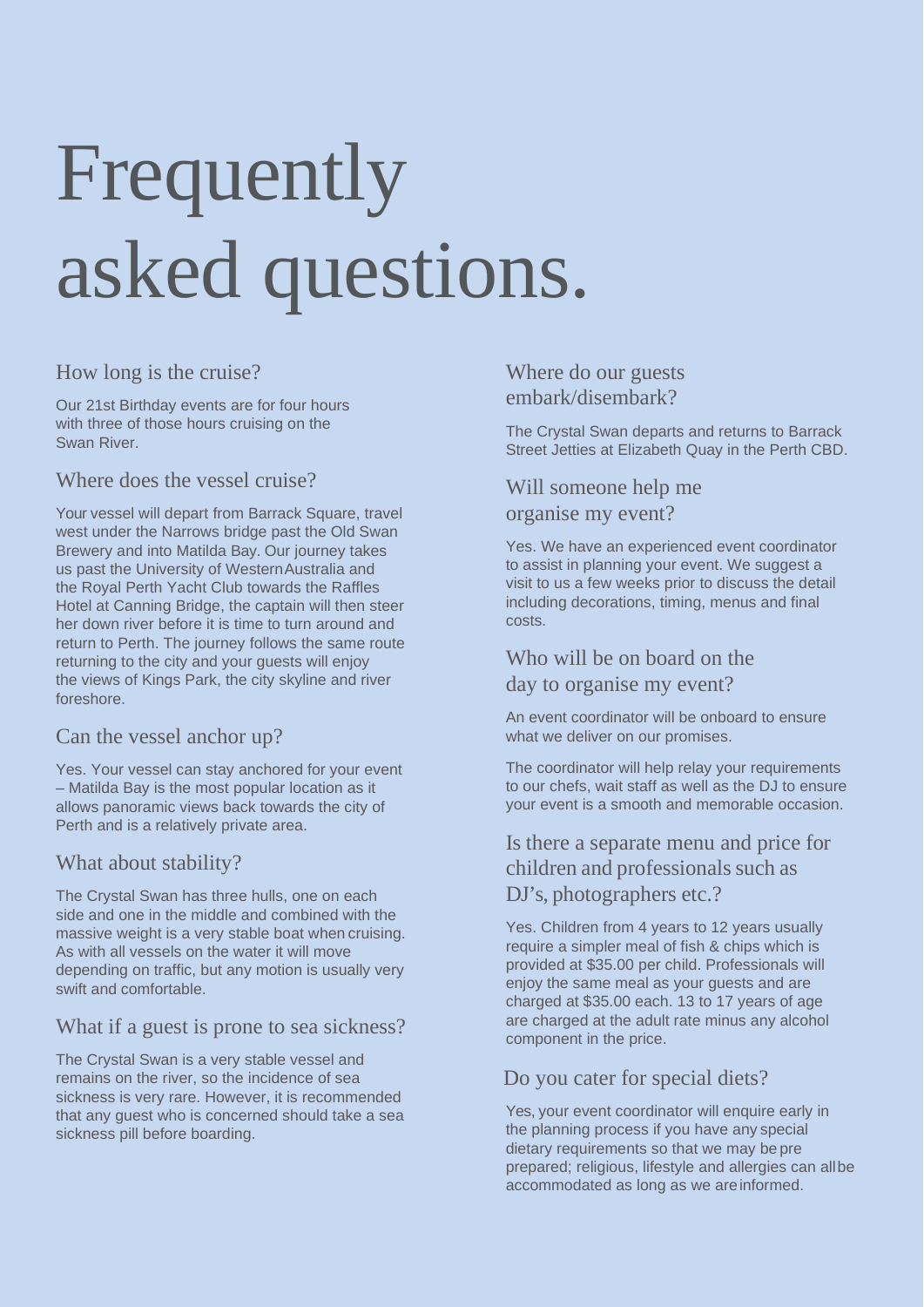# Frequently asked questions.

## How long is the cruise?

Our 21st Birthday events are for four hours with three of those hours cruising on the Swan River.

## Where does the vessel cruise?

Your vessel will depart from Barrack Square, travel west under the Narrows bridge past the Old Swan Brewery and into Matilda Bay. Our journey takes us past the University of Western Australia and the Royal Perth Yacht Club towards the Raffles Hotel at Canning Bridge, the captain will then steer her down river before it is time to turn around and return to Perth. The journey follows the same route returning to the city and your guests will enjoy the views of Kings Park, the city skyline and river foreshore.

## Can the vessel anchor up?

Yes. Your vessel can stay anchored for your event – Matilda Bay is the most popular location as it allows panoramic views back towards the city of Perth and is a relatively private area.

## What about stability?

The Crystal Swan has three hulls, one on each side and one in the middle and combined with the massive weight is a very stable boat when cruising. As with all vessels on the water it will move depending on traffic, but any motion is usually very swift and comfortable.

## What if a guest is prone to sea sickness?

The Crystal Swan is a very stable vessel and remains on the river, so the incidence of sea sickness is very rare. However, it is recommended that any guest who is concerned should take a sea sickness pill before boarding.

## Where do our guests embark/disembark?

The Crystal Swan departs and returns to Barrack Street Jetties at Elizabeth Quay in the Perth CBD.

## Will someone help me organise my event?

Yes. We have an experienced event coordinator to assist in planning your event. We suggest a visit to us a few weeks prior to discuss the detail including decorations, timing, menus and final costs.

## Who will be on board on the day to organise my event?

An event coordinator will be onboard to ensure what we deliver on our promises.

The coordinator will help relay your requirements to our chefs, wait staff as well as the DJ to ensure your event is a smooth and memorable occasion.

## Is there a separate menu and price for children and professionals such as DJ's, photographers etc.?

Yes. Children from 4 years to 12 years usually require a simpler meal of fish & chips which is provided at $35.00 per child. Professionals will enjoy the same meal as your guests and are charged at $35.00 each. 13 to 17 years of age are charged at the adult rate minus any alcohol component in the price.

## Do you cater for special diets?

Yes, your event coordinator will enquire early in the planning process if you have any special dietary requirements so that we may be pre prepared; religious, lifestyle and allergies can all be accommodated as long as we are informed.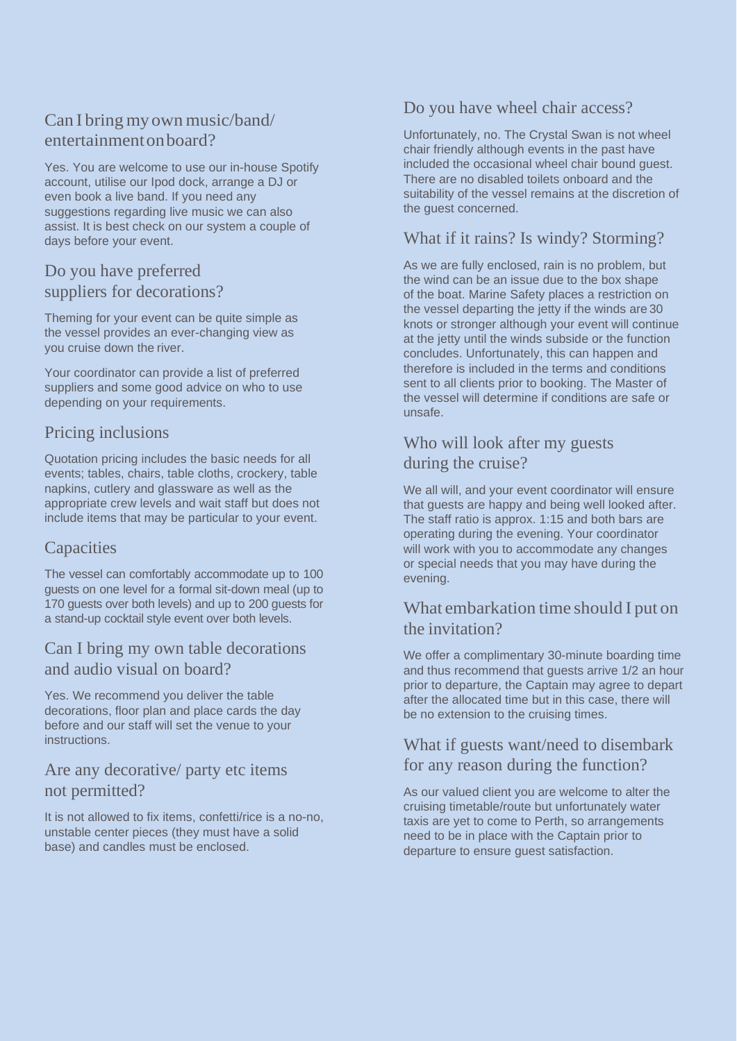## Can I bring my own music/band/ entertainment on board?

Yes. You are welcome to use our in-house Spotify account, utilise our Ipod dock, arrange a DJ or even book a live band. If you need any suggestions regarding live music we can also assist. It is best check on our system a couple of days before your event.

## Do you have preferred suppliers for decorations?

Theming for your event can be quite simple as the vessel provides an ever-changing view as you cruise down the river.

Your coordinator can provide a list of preferred suppliers and some good advice on who to use depending on your requirements.

## Pricing inclusions

Quotation pricing includes the basic needs for all events; tables, chairs, table cloths, crockery, table napkins, cutlery and glassware as well as the appropriate crew levels and wait staff but does not include items that may be particular to your event.

## Capacities

The vessel can comfortably accommodate up to 100 guests on one level for a formal sit-down meal (up to 170 guests over both levels) and up to 200 guests for a stand-up cocktail style event over both levels.

## Can I bring my own table decorations and audio visual on board?

Yes. We recommend you deliver the table decorations, floor plan and place cards the day before and our staff will set the venue to your instructions.

## Are any decorative/ party etc items not permitted?

It is not allowed to fix items, confetti/rice is a no-no, unstable center pieces (they must have a solid base) and candles must be enclosed.

## Do you have wheel chair access?

Unfortunately, no. The Crystal Swan is not wheel chair friendly although events in the past have included the occasional wheel chair bound guest. There are no disabled toilets onboard and the suitability of the vessel remains at the discretion of the guest concerned.

## What if it rains? Is windy? Storming?

As we are fully enclosed, rain is no problem, but the wind can be an issue due to the box shape of the boat. Marine Safety places a restriction on the vessel departing the jetty if the winds are 30 knots or stronger although your event will continue at the jetty until the winds subside or the function concludes. Unfortunately, this can happen and therefore is included in the terms and conditions sent to all clients prior to booking. The Master of the vessel will determine if conditions are safe or unsafe.

## Who will look after my guests during the cruise?

We all will, and your event coordinator will ensure that guests are happy and being well looked after. The staff ratio is approx. 1:15 and both bars are operating during the evening. Your coordinator will work with you to accommodate any changes or special needs that you may have during the evening.

## What embarkation time should I put on the invitation?

We offer a complimentary 30-minute boarding time and thus recommend that guests arrive 1/2 an hour prior to departure, the Captain may agree to depart after the allocated time but in this case, there will be no extension to the cruising times.

## What if guests want/need to disembark for any reason during the function?

As our valued client you are welcome to alter the cruising timetable/route but unfortunately water taxis are yet to come to Perth, so arrangements need to be in place with the Captain prior to departure to ensure guest satisfaction.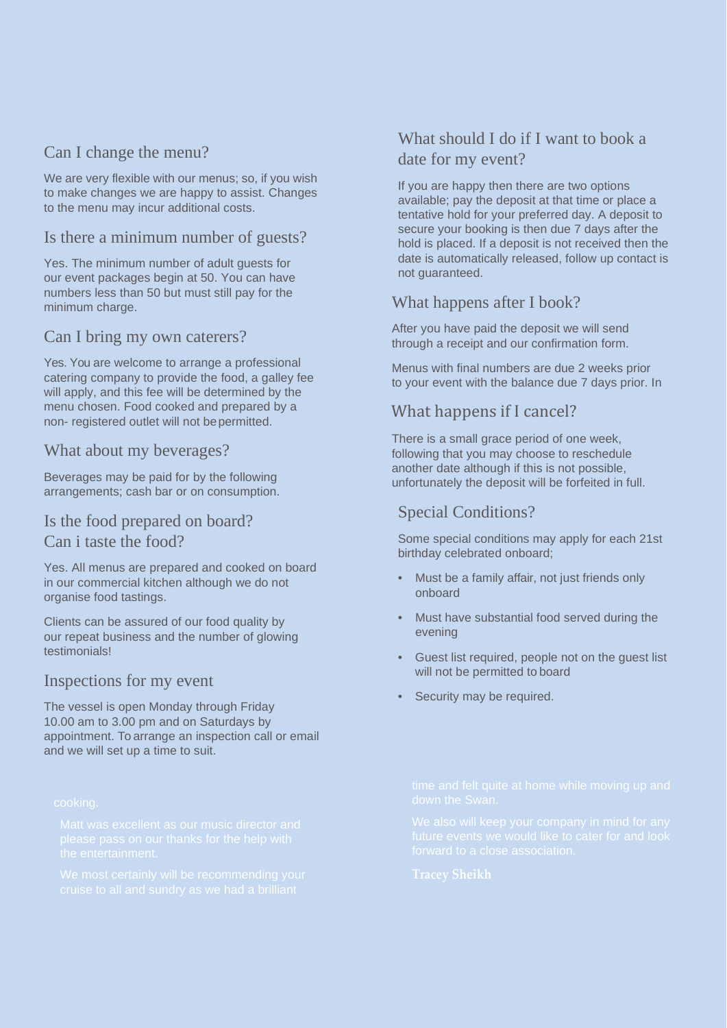## Can I change the menu?

We are very flexible with our menus; so, if you wish to make changes we are happy to assist. Changes to the menu may incur additional costs.

## Is there a minimum number of guests?

Yes. The minimum number of adult guests for our event packages begin at 50. You can have numbers less than 50 but must still pay for the minimum charge.

## Can I bring my own caterers?

Yes. You are welcome to arrange a professional catering company to provide the food, a galley fee will apply, and this fee will be determined by the menu chosen. Food cooked and prepared by a non- registered outlet will not be permitted.

## What about my beverages?

Beverages may be paid for by the following arrangements; cash bar or on consumption.

## Is the food prepared on board? Can i taste the food?

Yes. All menus are prepared and cooked on board in our commercial kitchen although we do not organise food tastings.

Clients can be assured of our food quality by our repeat business and the number of glowing testimonials!

## Inspections for my event

The vessel is open Monday through Friday 10.00 am to 3.00 pm and on Saturdays by appointment. To arrange an inspection call or email and we will set up a time to suit.

## What should I do if I want to book a date for my event?

If you are happy then there are two options available; pay the deposit at that time or place a tentative hold for your preferred day. A deposit to secure your booking is then due 7 days after the hold is placed. If a deposit is not received then the date is automatically released, follow up contact is not guaranteed.

## What happens after I book?

After you have paid the deposit we will send through a receipt and our confirmation form.

Menus with final numbers are due 2 weeks prior to your event with the balance due 7 days prior. In

## What happens if I cancel?

There is a small grace period of one week, following that you may choose to reschedule another date although if this is not possible, unfortunately the deposit will be forfeited in full.

## Special Conditions?

Some special conditions may apply for each 21st birthday celebrated onboard;

- Must be a family affair, not just friends only onboard
- Must have substantial food served during the evening
- Guest list required, people not on the guest list will not be permitted to board
- Security may be required.

cooking.

Matt was excellent as our music director and please pass on our thanks for the help with the entertainment.

We most certainly will be recommending your cruise to all and sundry as we had a brilliant time and felt quite at home while moving up and down the Swan.

We also will keep your company in mind for any future events we would like to cater for and look forward to a close association.

**Tracey Sheikh**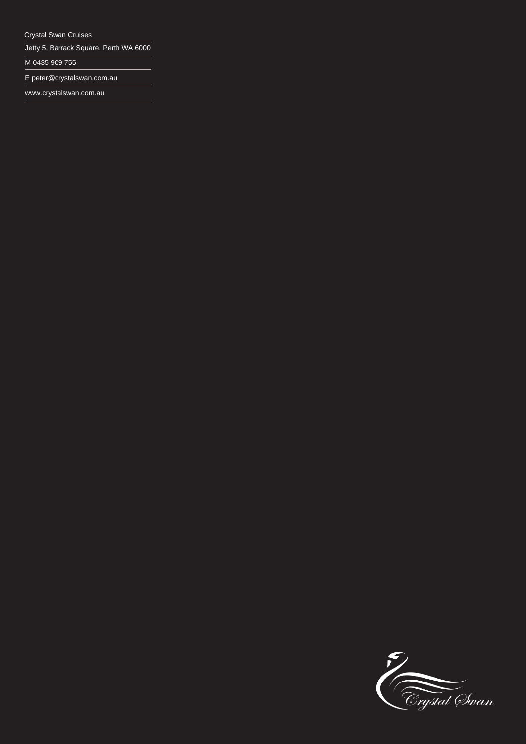Crystal Swan Cruises

Jetty 5, Barrack Square, Perth WA 6000

M 0435 909 755

E peter@crystalswan.com.au

www.crystalswan.com.au

Crystal Swan